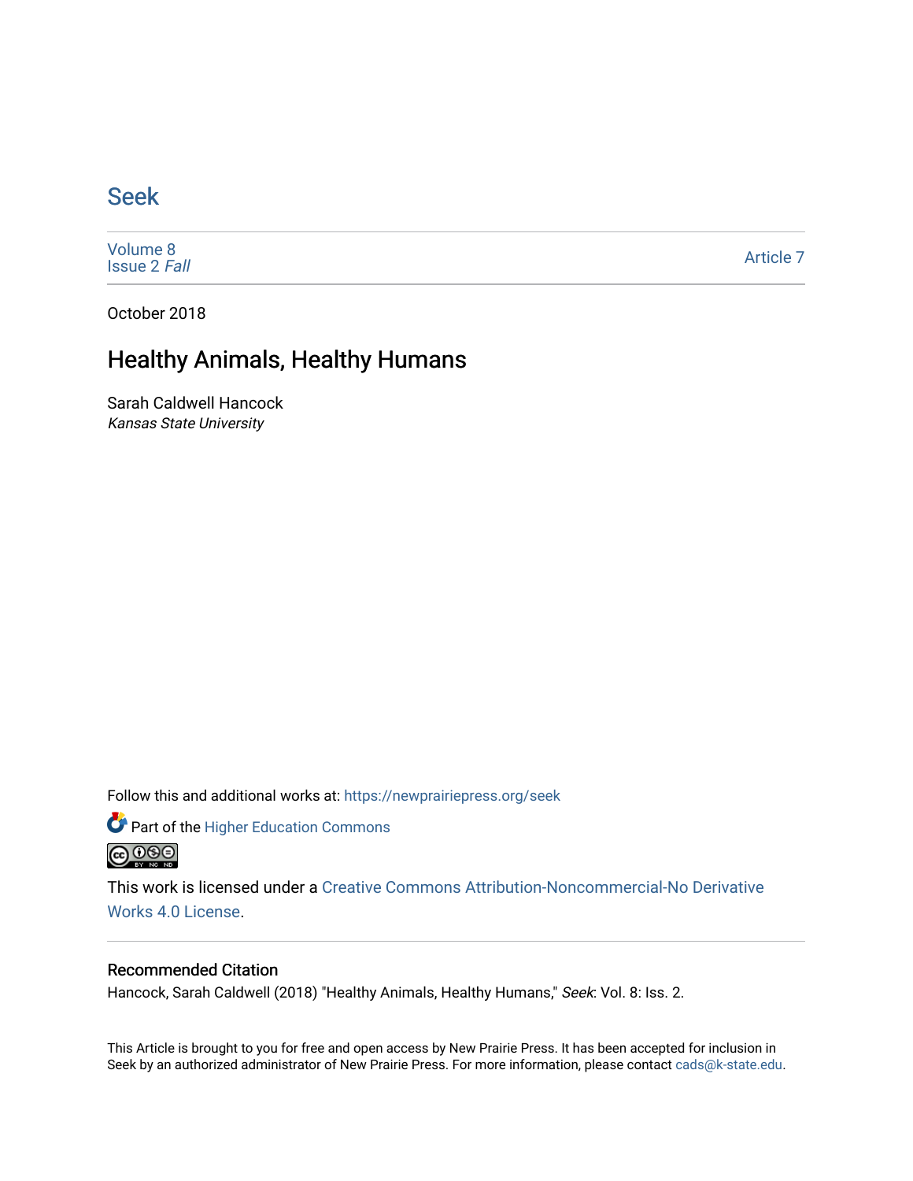# Seek

Volume 8
Issue 2 *Fall*

Article 7

October 2018

## Healthy Animals, Healthy Humans

Sarah Caldwell Hancock
*Kansas State University*

Follow this and additional works at: https://newprairiepress.org/seek

Part of the Higher Education Commons

This work is licensed under a Creative Commons Attribution-Noncommercial-No Derivative Works 4.0 License.

### Recommended Citation

Hancock, Sarah Caldwell (2018) "Healthy Animals, Healthy Humans," *Seek*: Vol. 8: Iss. 2.

This Article is brought to you for free and open access by New Prairie Press. It has been accepted for inclusion in Seek by an authorized administrator of New Prairie Press. For more information, please contact cads@k-state.edu.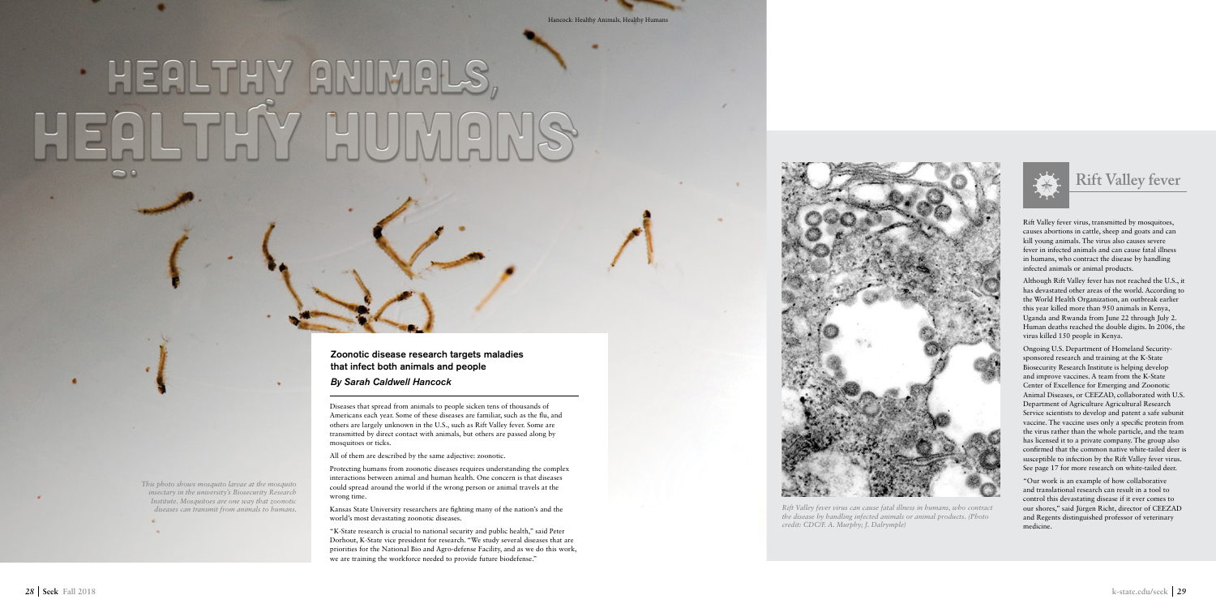# Healthy Animals, Healthy Humans

## Zoonotic disease research targets maladies that infect both animals and people

*By Sarah Caldwell Hancock*

*This photo shows mosquito larvae at the mosquito insectary in the university's Biosecurity Research Institute. Mosquitoes are one way that zoonotic diseases can transmit from animals to humans.*

Diseases that spread from animals to people sicken tens of thousands of Americans each year. Some of these diseases are familiar, such as the flu, and others are largely unknown in the U.S., such as Rift Valley fever. Some are transmitted by direct contact with animals, but others are passed along by mosquitoes or ticks.

All of them are described by the same adjective: zoonotic.

Protecting humans from zoonotic diseases requires understanding the complex interactions between animal and human health. One concern is that diseases could spread around the world if the wrong person or animal travels at the wrong time.

Kansas State University researchers are fighting many of the nation's and the world's most devastating zoonotic diseases.

"K-State research is crucial to national security and public health," said Peter Dorhout, K-State vice president for research. "We study several diseases that are priorities for the National Bio and Agro-defense Facility, and as we do this work, we are training the workforce needed to provide future biodefense."

*Rift Valley fever virus can cause fatal illness in humans, who contract the disease by handling infected animals or animal products. (Photo credit: CDC/F. A. Murphy; J. Dalrymple)*

## Rift Valley fever

Rift Valley fever virus, transmitted by mosquitoes, causes abortions in cattle, sheep and goats and can kill young animals. The virus also causes severe fever in infected animals and can cause fatal illness in humans, who contract the disease by handling infected animals or animal products.

Although Rift Valley fever has not reached the U.S., it has devastated other areas of the world. According to the World Health Organization, an outbreak earlier this year killed more than 950 animals in Kenya, Uganda and Rwanda from June 22 through July 2. Human deaths reached the double digits. In 2006, the virus killed 150 people in Kenya.

Ongoing U.S. Department of Homeland Security-sponsored research and training at the K-State Biosecurity Research Institute is helping develop and improve vaccines. A team from the K-State Center of Excellence for Emerging and Zoonotic Animal Diseases, or CEEZAD, collaborated with U.S. Department of Agriculture Agricultural Research Service scientists to develop and patent a safe subunit vaccine. The vaccine uses only a specific protein from the virus rather than the whole particle, and the team has licensed it to a private company. The group also confirmed that the common native white-tailed deer is susceptible to infection by the Rift Valley fever virus. See page 17 for more research on white-tailed deer.

"Our work is an example of how collaborative and translational research can result in a tool to control this devastating disease if it ever comes to our shores," said Jürgen Richt, director of CEEZAD and Regents distinguished professor of veterinary medicine.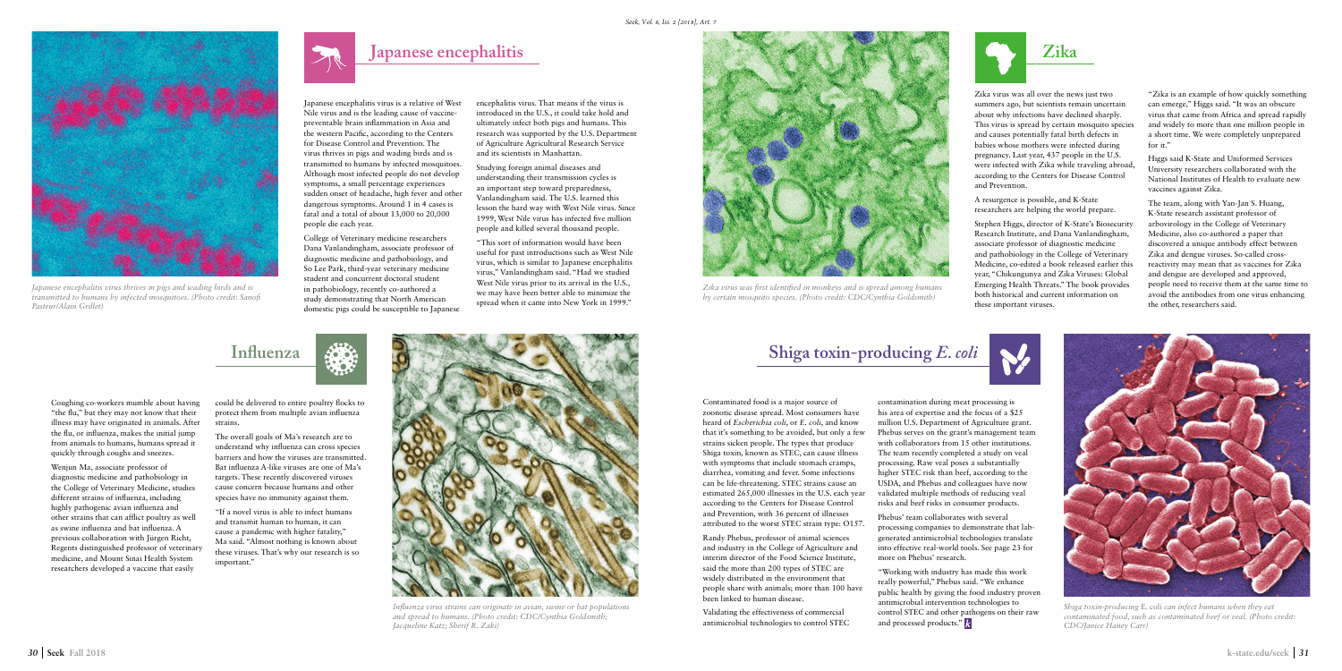## Japanese encephalitis

*Japanese encephalitis virus thrives in pigs and wading birds and is transmitted to humans by infected mosquitoes. (Photo credit: Sanofi Pasteur/Alain Grillet)*

Japanese encephalitis virus is a relative of West Nile virus and is the leading cause of vaccine-preventable brain inflammation in Asia and the western Pacific, according to the Centers for Disease Control and Prevention. The virus thrives in pigs and wading birds and is transmitted to humans by infected mosquitoes. Although most infected people do not develop symptoms, a small percentage experiences sudden onset of headache, high fever and other dangerous symptoms. Around 1 in 4 cases is fatal and a total of about 13,000 to 20,000 people die each year.

College of Veterinary medicine researchers Dana Vanlandingham, associate professor of diagnostic medicine and pathobiology, and So Lee Park, third-year veterinary medicine student and concurrent doctoral student in pathobiology, recently co-authored a study demonstrating that North American domestic pigs could be susceptible to Japanese encephalitis virus. That means if the virus is introduced in the U.S., it could take hold and ultimately infect both pigs and humans. This research was supported by the U.S. Department of Agriculture Agricultural Research Service and its scientists in Manhattan.

Studying foreign animal diseases and understanding their transmission cycles is an important step toward preparedness, Vanlandingham said. The U.S. learned this lesson the hard way with West Nile virus. Since 1999, West Nile virus has infected five million people and killed several thousand people.

"This sort of information would have been useful for past introductions such as West Nile virus, which is similar to Japanese encephalitis virus," Vanlandingham said. "Had we studied West Nile virus prior to its arrival in the U.S., we may have been better able to minimize the spread when it came into New York in 1999."

## Zika

*Zika virus was first identified in monkeys and is spread among humans by certain mosquito species. (Photo credit: CDC/Cynthia Goldsmith)*

Zika virus was all over the news just two summers ago, but scientists remain uncertain about why infections have declined sharply. This virus is spread by certain mosquito species and causes potentially fatal birth defects in babies whose mothers were infected during pregnancy. Last year, 437 people in the U.S. were infected with Zika while traveling abroad, according to the Centers for Disease Control and Prevention.

A resurgence is possible, and K-State researchers are helping the world prepare.

Stephen Higgs, director of K-State's Biosecurity Research Institute, and Dana Vanlandingham, associate professor of diagnostic medicine and pathobiology in the College of Veterinary Medicine, co-edited a book released earlier this year, "Chikungunya and Zika Viruses: Global Emerging Health Threats." The book provides both historical and current information on these important viruses.

"Zika is an example of how quickly something can emerge," Higgs said. "It was an obscure virus that came from Africa and spread rapidly and widely to more than one million people in a short time. We were completely unprepared for it."

Higgs said K-State and Uniformed Services University researchers collaborated with the National Institutes of Health to evaluate new vaccines against Zika.

The team, along with Yan-Jan S. Huang, K-State research assistant professor of arbovirology in the College of Veterinary Medicine, also co-authored a paper that discovered a unique antibody effect between Zika and dengue viruses. So-called cross-reactivity may mean that as vaccines for Zika and dengue are developed and approved, people need to receive them at the same time to avoid the antibodies from one virus enhancing the other, researchers said.

## Influenza

Coughing co-workers mumble about having "the flu," but they may not know that their illness may have originated in animals. After the flu, or influenza, makes the initial jump from animals to humans, humans spread it quickly through coughs and sneezes.

Wenjun Ma, associate professor of diagnostic medicine and pathobiology in the College of Veterinary Medicine, studies different strains of influenza, including highly pathogenic avian influenza and other strains that can afflict poultry as well as swine influenza and bat influenza. A previous collaboration with Jürgen Richt, Regents distinguished professor of veterinary medicine, and Mount Sinai Health System researchers developed a vaccine that easily could be delivered to entire poultry flocks to protect them from multiple avian influenza strains.

The overall goals of Ma's research are to understand why influenza can cross species barriers and how the viruses are transmitted. Bat influenza A-like viruses are one of Ma's targets. These recently discovered viruses cause concern because humans and other species have no immunity against them.

"If a novel virus is able to infect humans and transmit human to human, it can cause a pandemic with higher fatality," Ma said. "Almost nothing is known about these viruses. That's why our research is so important."

*Influenza virus strains can originate in avian, swine or bat populations and spread to humans. (Photo credit: CDC/Cynthia Goldsmith; Jacqueline Katz; Sherif R. Zaki)*

## Shiga toxin-producing *E. coli*

Contaminated food is a major source of zoonotic disease spread. Most consumers have heard of *Escherichia coli*, or *E. coli*, and know that it's something to be avoided, but only a few strains sicken people. The types that produce Shiga toxin, known as STEC, can cause illness with symptoms that include stomach cramps, diarrhea, vomiting and fever. Some infections can be life-threatening. STEC strains cause an estimated 265,000 illnesses in the U.S. each year according to the Centers for Disease Control and Prevention, with 36 percent of illnesses attributed to the worst STEC strain type: O157.

Randy Phebus, professor of animal sciences and industry in the College of Agriculture and interim director of the Food Science Institute, said the more than 200 types of STEC are widely distributed in the environment that people share with animals; more than 100 have been linked to human disease.

Validating the effectiveness of commercial antimicrobial technologies to control STEC contamination during meat processing is his area of expertise and the focus of a $25 million U.S. Department of Agriculture grant. Phebus serves on the grant's management team with collaborators from 15 other institutions. The team recently completed a study on veal processing. Raw veal poses a substantially higher STEC risk than beef, according to the USDA, and Phebus and colleagues have now validated multiple methods of reducing veal risks and beef risks in consumer products.

Phebus' team collaborates with several processing companies to demonstrate that lab-generated antimicrobial technologies translate into effective real-world tools. See page 23 for more on Phebus' research.

"Working with industry has made this work really powerful," Phebus said. "We enhance public health by giving the food industry proven antimicrobial intervention technologies to control STEC and other pathogens on their raw and processed products."

*Shiga toxin-producing* E. coli *can infect humans when they eat contaminated food, such as contaminated beef or veal. (Photo credit: CDC/Janice Haney Carr)*